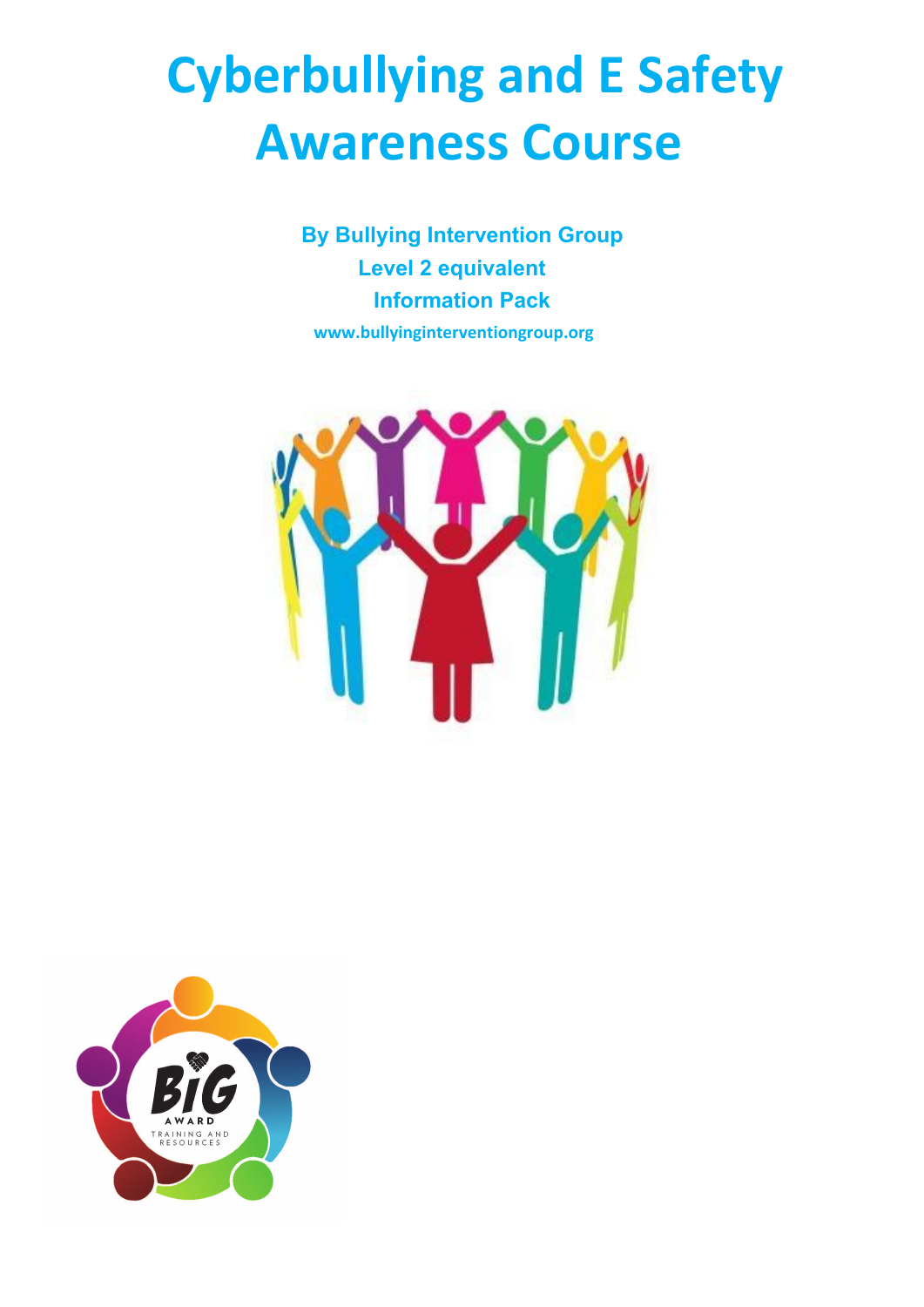# Cyberbullying and E Safety Awareness Course

**By Bullying Intervention Group**

**Level 2 equivalent**

**Information Pack**

**www.bullyinginterventiongroup.org**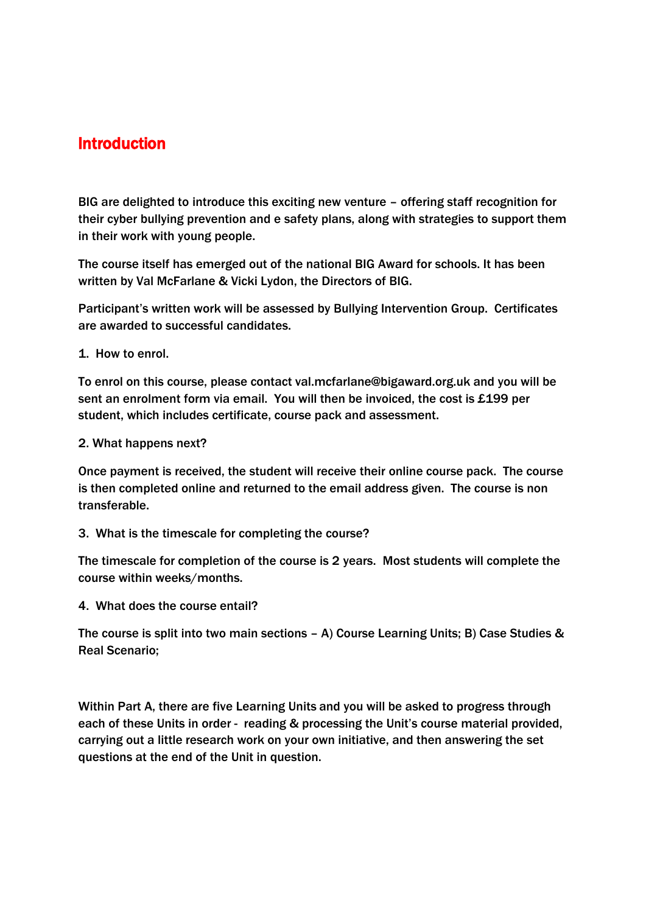# Introduction

BIG are delighted to introduce this exciting new venture – offering staff recognition for their cyber bullying prevention and e safety plans, along with strategies to support them in their work with young people.

The course itself has emerged out of the national BIG Award for schools. It has been written by Val McFarlane & Vicki Lydon, the Directors of BIG.

Participant's written work will be assessed by Bullying Intervention Group. Certificates are awarded to successful candidates.

1. How to enrol.

To enrol on this course, please contact val.mcfarlane@bigaward.org.uk and you will be sent an enrolment form via email. You will then be invoiced, the cost is £199 per student, which includes certificate, course pack and assessment.

2. What happens next?

Once payment is received, the student will receive their online course pack. The course is then completed online and returned to the email address given. The course is non transferable.

3. What is the timescale for completing the course?

The timescale for completion of the course is 2 years. Most students will complete the course within weeks/months.

4. What does the course entail?

The course is split into two main sections – A) Course Learning Units; B) Case Studies & Real Scenario;

Within Part A, there are five Learning Units and you will be asked to progress through each of these Units in order - reading & processing the Unit's course material provided, carrying out a little research work on your own initiative, and then answering the set questions at the end of the Unit in question.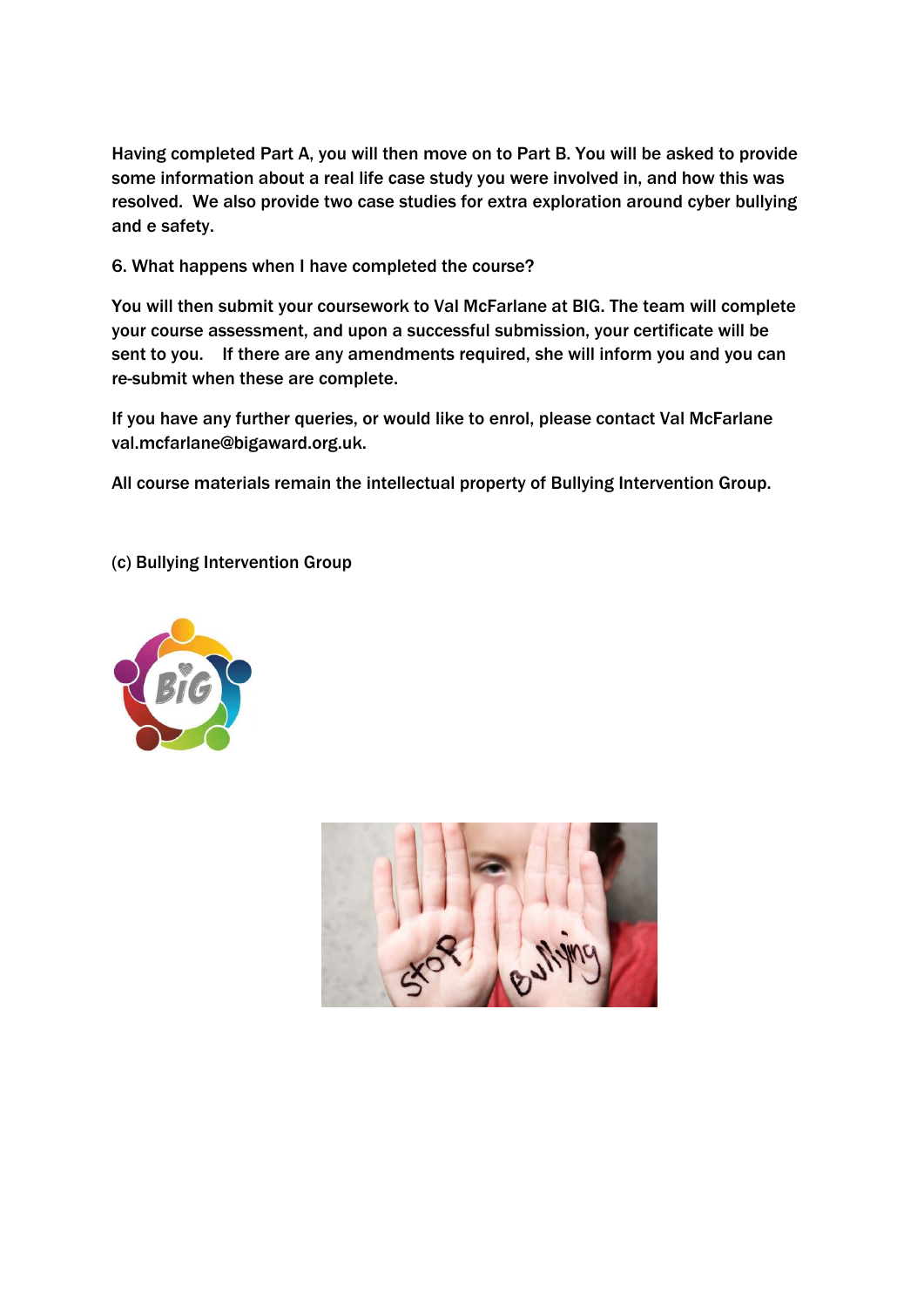Having completed Part A, you will then move on to Part B. You will be asked to provide some information about a real life case study you were involved in, and how this was resolved. We also provide two case studies for extra exploration around cyber bullying and e safety.

6. What happens when I have completed the course?

You will then submit your coursework to Val McFarlane at BIG. The team will complete your course assessment, and upon a successful submission, your certificate will be sent to you. If there are any amendments required, she will inform you and you can re-submit when these are complete.

If you have any further queries, or would like to enrol, please contact Val McFarlane val.mcfarlane@bigaward.org.uk.

All course materials remain the intellectual property of Bullying Intervention Group.

(c) Bullying Intervention Group